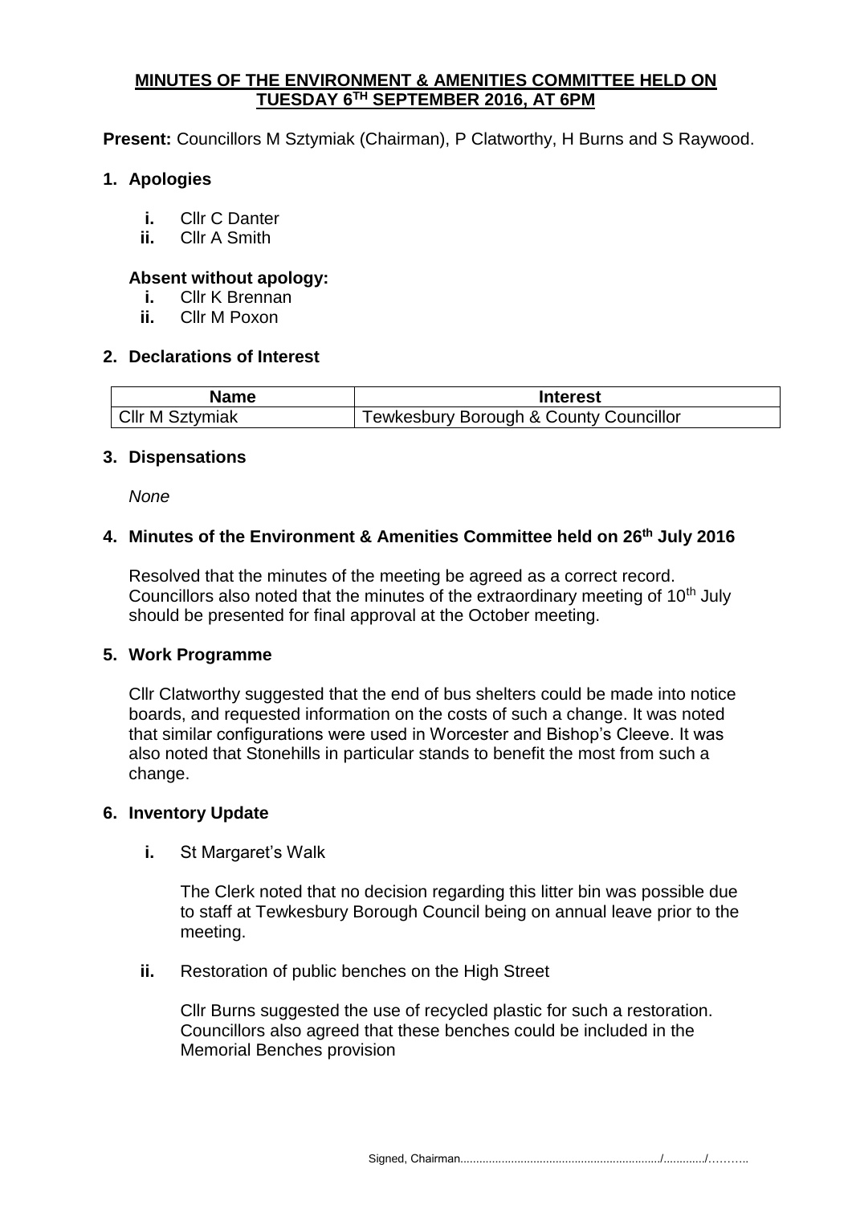# MINUTES OF THE ENVIRONMENT & AMENITIES COMMITTEE HELD ON TUESDAY 6TH SEPTEMBER 2016, AT 6PM

**Present:** Councillors M Sztymiak (Chairman), P Clatworthy, H Burns and S Raywood.

## 1. Apologies

- **i.** Cllr C Danter
- **ii.** Cllr A Smith

### Absent without apology:

- **i.** Cllr K Brennan
- **ii.** Cllr M Poxon

## 2. Declarations of Interest

| Name | Interest |
| --- | --- |
| Cllr M Sztymiak | Tewkesbury Borough & County Councillor |

## 3. Dispensations

*None*

## 4. Minutes of the Environment & Amenities Committee held on 26th July 2016

Resolved that the minutes of the meeting be agreed as a correct record. Councillors also noted that the minutes of the extraordinary meeting of 10th July should be presented for final approval at the October meeting.

## 5. Work Programme

Cllr Clatworthy suggested that the end of bus shelters could be made into notice boards, and requested information on the costs of such a change. It was noted that similar configurations were used in Worcester and Bishop's Cleeve. It was also noted that Stonehills in particular stands to benefit the most from such a change.

## 6. Inventory Update

**i.** St Margaret's Walk

The Clerk noted that no decision regarding this litter bin was possible due to staff at Tewkesbury Borough Council being on annual leave prior to the meeting.

**ii.** Restoration of public benches on the High Street

Cllr Burns suggested the use of recycled plastic for such a restoration. Councillors also agreed that these benches could be included in the Memorial Benches provision

Signed, Chairman................................................................/............./………..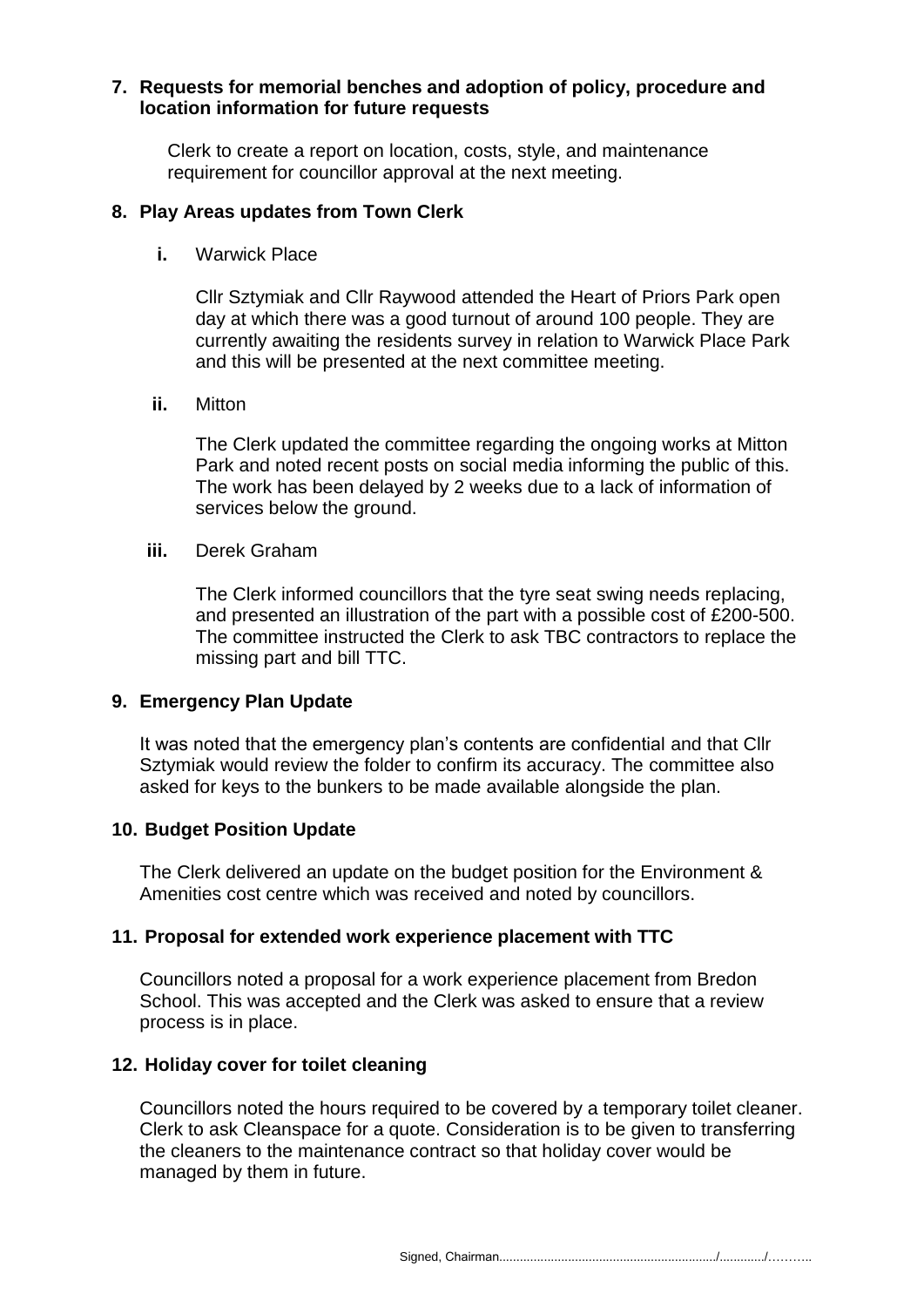**7. Requests for memorial benches and adoption of policy, procedure and location information for future requests**

Clerk to create a report on location, costs, style, and maintenance requirement for councillor approval at the next meeting.

**8. Play Areas updates from Town Clerk**

**i.** Warwick Place

Cllr Sztymiak and Cllr Raywood attended the Heart of Priors Park open day at which there was a good turnout of around 100 people. They are currently awaiting the residents survey in relation to Warwick Place Park and this will be presented at the next committee meeting.

**ii.** Mitton

The Clerk updated the committee regarding the ongoing works at Mitton Park and noted recent posts on social media informing the public of this. The work has been delayed by 2 weeks due to a lack of information of services below the ground.

**iii.** Derek Graham

The Clerk informed councillors that the tyre seat swing needs replacing, and presented an illustration of the part with a possible cost of £200-500. The committee instructed the Clerk to ask TBC contractors to replace the missing part and bill TTC.

**9. Emergency Plan Update**

It was noted that the emergency plan's contents are confidential and that Cllr Sztymiak would review the folder to confirm its accuracy. The committee also asked for keys to the bunkers to be made available alongside the plan.

**10. Budget Position Update**

The Clerk delivered an update on the budget position for the Environment & Amenities cost centre which was received and noted by councillors.

**11. Proposal for extended work experience placement with TTC**

Councillors noted a proposal for a work experience placement from Bredon School. This was accepted and the Clerk was asked to ensure that a review process is in place.

**12. Holiday cover for toilet cleaning**

Councillors noted the hours required to be covered by a temporary toilet cleaner. Clerk to ask Cleanspace for a quote. Consideration is to be given to transferring the cleaners to the maintenance contract so that holiday cover would be managed by them in future.

Signed, Chairman................................................................/............./………..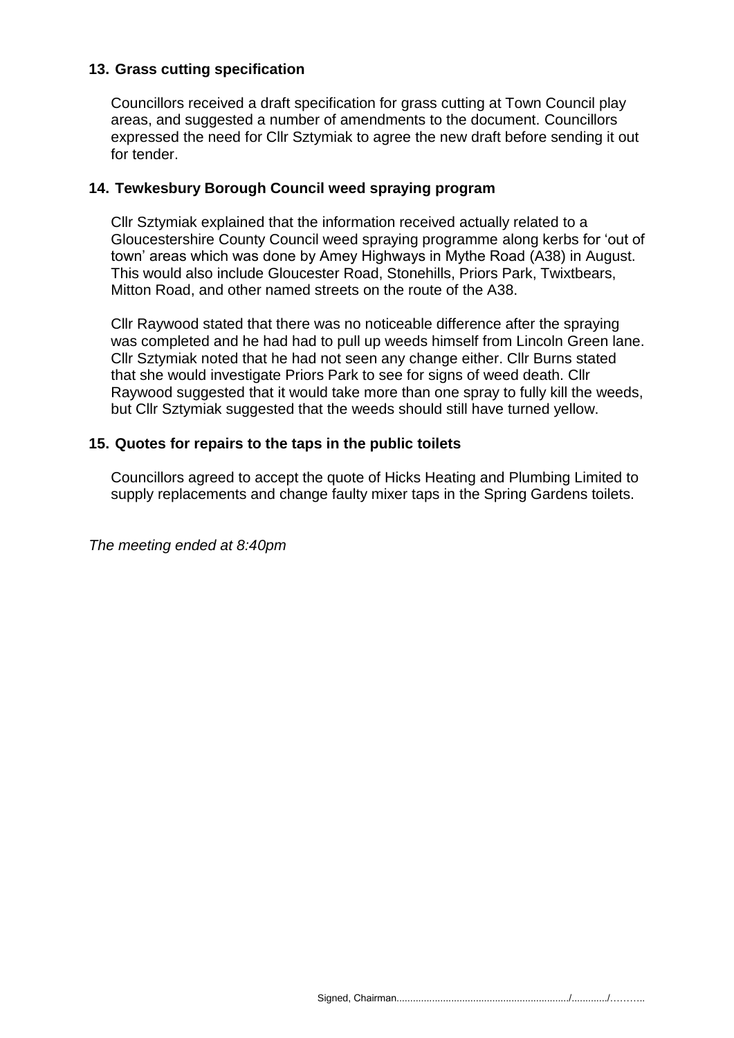## 13. Grass cutting specification

Councillors received a draft specification for grass cutting at Town Council play areas, and suggested a number of amendments to the document. Councillors expressed the need for Cllr Sztymiak to agree the new draft before sending it out for tender.

## 14. Tewkesbury Borough Council weed spraying program

Cllr Sztymiak explained that the information received actually related to a Gloucestershire County Council weed spraying programme along kerbs for 'out of town' areas which was done by Amey Highways in Mythe Road (A38) in August. This would also include Gloucester Road, Stonehills, Priors Park, Twixtbears, Mitton Road, and other named streets on the route of the A38.

Cllr Raywood stated that there was no noticeable difference after the spraying was completed and he had had to pull up weeds himself from Lincoln Green lane. Cllr Sztymiak noted that he had not seen any change either. Cllr Burns stated that she would investigate Priors Park to see for signs of weed death. Cllr Raywood suggested that it would take more than one spray to fully kill the weeds, but Cllr Sztymiak suggested that the weeds should still have turned yellow.

## 15. Quotes for repairs to the taps in the public toilets

Councillors agreed to accept the quote of Hicks Heating and Plumbing Limited to supply replacements and change faulty mixer taps in the Spring Gardens toilets.

*The meeting ended at 8:40pm*

Signed, Chairman................................................................/............./………..